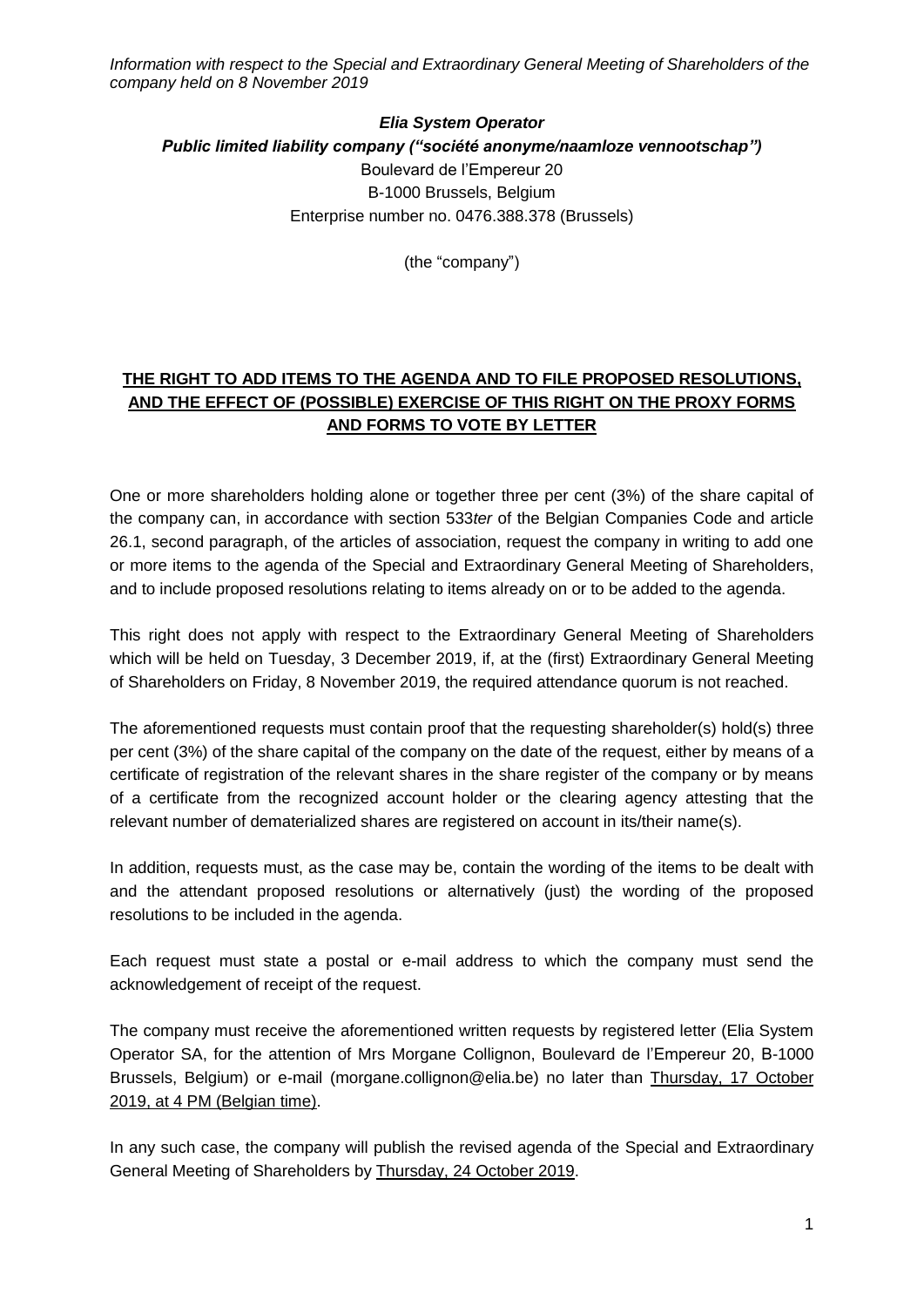*Information with respect to the Special and Extraordinary General Meeting of Shareholders of the company held on 8 November 2019*

***Elia System Operator***
***Public limited liability company ("société anonyme/naamloze vennootschap")***
Boulevard de l'Empereur 20
B-1000 Brussels, Belgium
Enterprise number no. 0476.388.378 (Brussels)

(the "company")

## THE RIGHT TO ADD ITEMS TO THE AGENDA AND TO FILE PROPOSED RESOLUTIONS, AND THE EFFECT OF (POSSIBLE) EXERCISE OF THIS RIGHT ON THE PROXY FORMS AND FORMS TO VOTE BY LETTER

One or more shareholders holding alone or together three per cent (3%) of the share capital of the company can, in accordance with section 533*ter* of the Belgian Companies Code and article 26.1, second paragraph, of the articles of association, request the company in writing to add one or more items to the agenda of the Special and Extraordinary General Meeting of Shareholders, and to include proposed resolutions relating to items already on or to be added to the agenda.

This right does not apply with respect to the Extraordinary General Meeting of Shareholders which will be held on Tuesday, 3 December 2019, if, at the (first) Extraordinary General Meeting of Shareholders on Friday, 8 November 2019, the required attendance quorum is not reached.

The aforementioned requests must contain proof that the requesting shareholder(s) hold(s) three per cent (3%) of the share capital of the company on the date of the request, either by means of a certificate of registration of the relevant shares in the share register of the company or by means of a certificate from the recognized account holder or the clearing agency attesting that the relevant number of dematerialized shares are registered on account in its/their name(s).

In addition, requests must, as the case may be, contain the wording of the items to be dealt with and the attendant proposed resolutions or alternatively (just) the wording of the proposed resolutions to be included in the agenda.

Each request must state a postal or e-mail address to which the company must send the acknowledgement of receipt of the request.

The company must receive the aforementioned written requests by registered letter (Elia System Operator SA, for the attention of Mrs Morgane Collignon, Boulevard de l'Empereur 20, B-1000 Brussels, Belgium) or e-mail (morgane.collignon@elia.be) no later than <u>Thursday, 17 October 2019, at 4 PM (Belgian time)</u>.

In any such case, the company will publish the revised agenda of the Special and Extraordinary General Meeting of Shareholders by <u>Thursday, 24 October 2019</u>.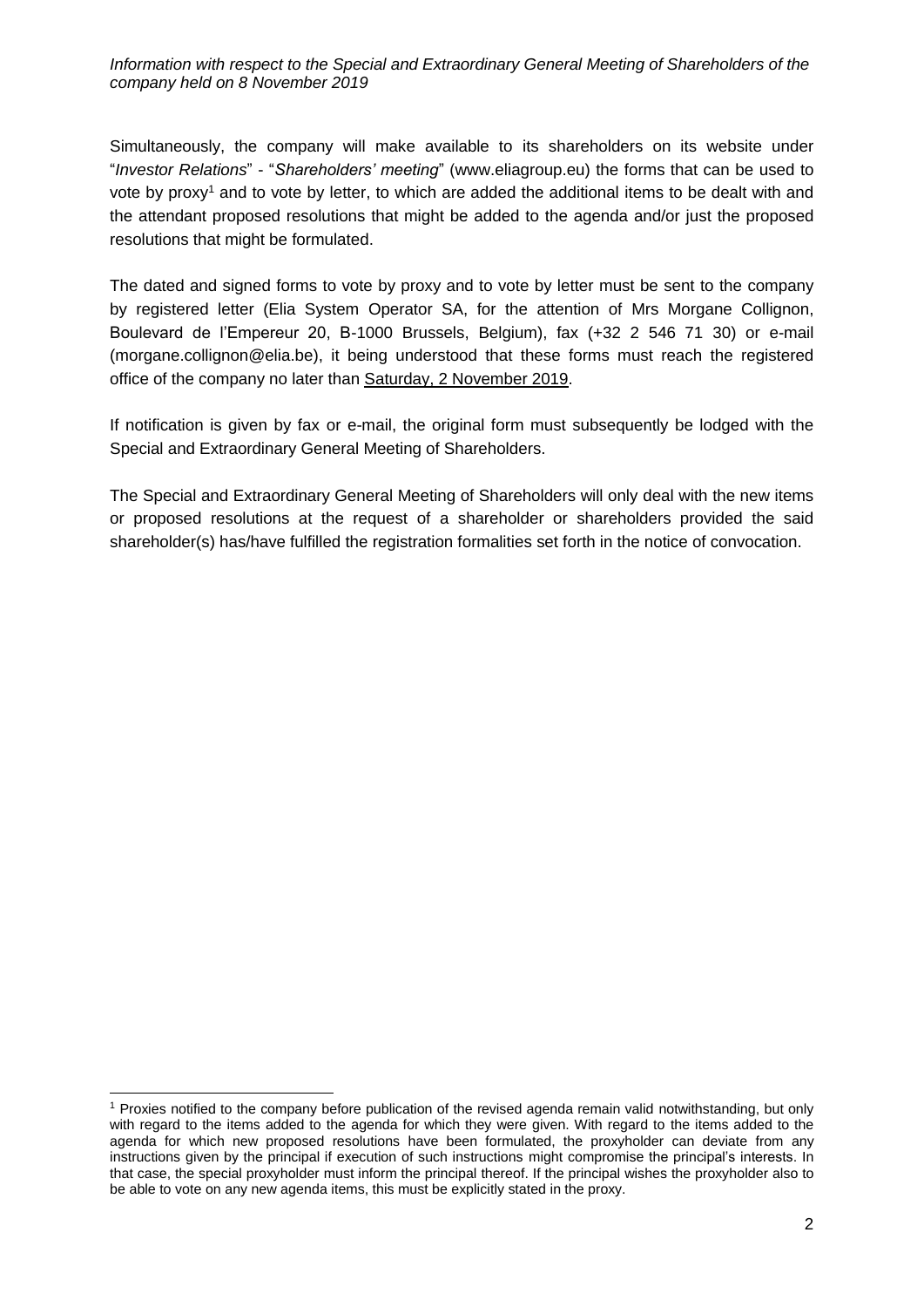Simultaneously, the company will make available to its shareholders on its website under "*Investor Relations*" - "*Shareholders' meeting*" (www.eliagroup.eu) the forms that can be used to vote by proxy[1] and to vote by letter, to which are added the additional items to be dealt with and the attendant proposed resolutions that might be added to the agenda and/or just the proposed resolutions that might be formulated.

The dated and signed forms to vote by proxy and to vote by letter must be sent to the company by registered letter (Elia System Operator SA, for the attention of Mrs Morgane Collignon, Boulevard de l'Empereur 20, B-1000 Brussels, Belgium), fax (+32 2 546 71 30) or e-mail (morgane.collignon@elia.be), it being understood that these forms must reach the registered office of the company no later than Saturday, 2 November 2019.

If notification is given by fax or e-mail, the original form must subsequently be lodged with the Special and Extraordinary General Meeting of Shareholders.

The Special and Extraordinary General Meeting of Shareholders will only deal with the new items or proposed resolutions at the request of a shareholder or shareholders provided the said shareholder(s) has/have fulfilled the registration formalities set forth in the notice of convocation.

[1] Proxies notified to the company before publication of the revised agenda remain valid notwithstanding, but only with regard to the items added to the agenda for which they were given. With regard to the items added to the agenda for which new proposed resolutions have been formulated, the proxyholder can deviate from any instructions given by the principal if execution of such instructions might compromise the principal's interests. In that case, the special proxyholder must inform the principal thereof. If the principal wishes the proxyholder also to be able to vote on any new agenda items, this must be explicitly stated in the proxy.